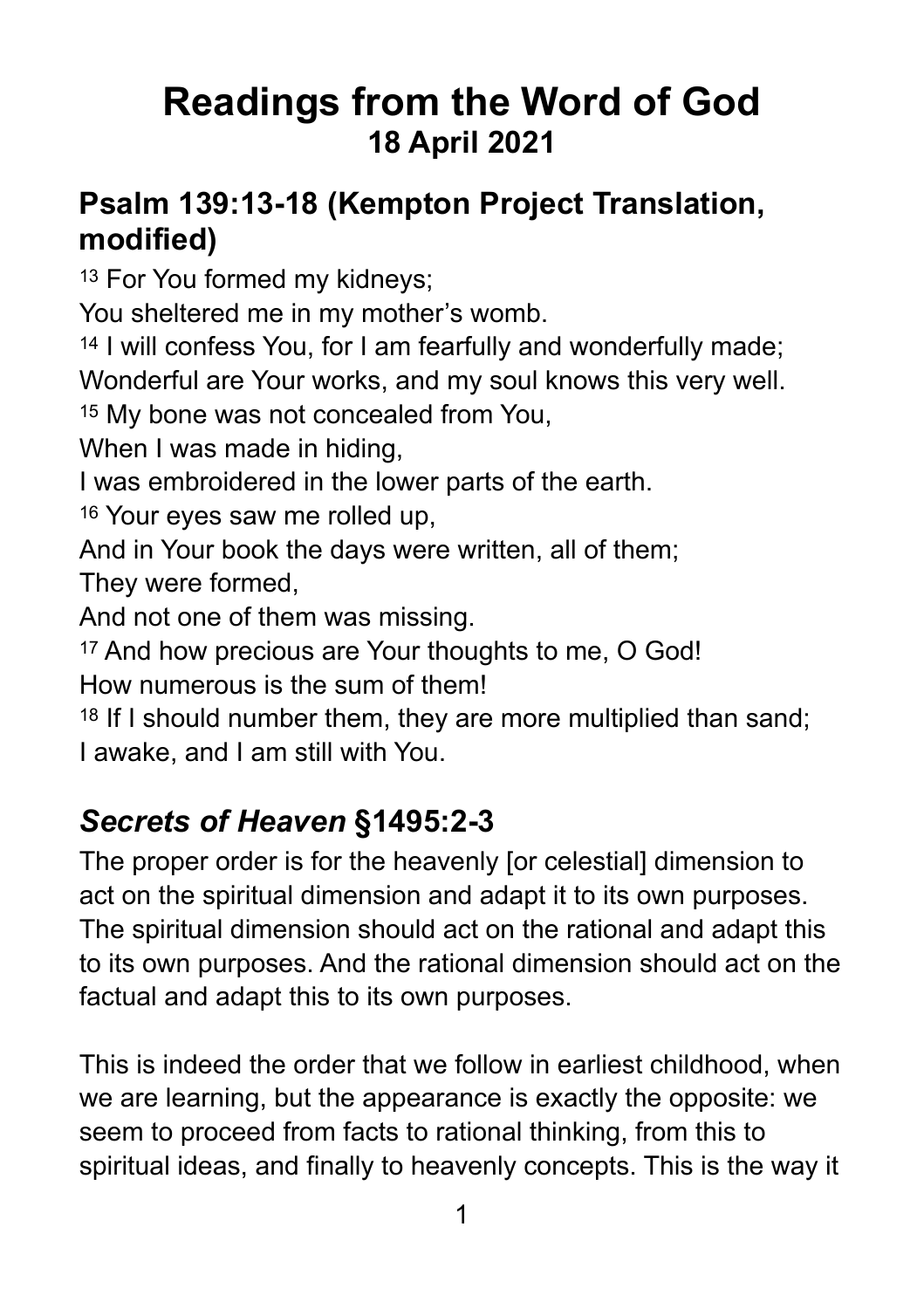# Readings from the Word of God
## 18 April 2021

## Psalm 139:13-18 (Kempton Project Translation, modified)

13 For You formed my kidneys;
You sheltered me in my mother's womb.
14 I will confess You, for I am fearfully and wonderfully made;
Wonderful are Your works, and my soul knows this very well.
15 My bone was not concealed from You,
When I was made in hiding,
I was embroidered in the lower parts of the earth.
16 Your eyes saw me rolled up,
And in Your book the days were written, all of them;
They were formed,
And not one of them was missing.
17 And how precious are Your thoughts to me, O God!
How numerous is the sum of them!
18 If I should number them, they are more multiplied than sand;
I awake, and I am still with You.

## *Secrets of Heaven* §1495:2-3

The proper order is for the heavenly [or celestial] dimension to act on the spiritual dimension and adapt it to its own purposes. The spiritual dimension should act on the rational and adapt this to its own purposes. And the rational dimension should act on the factual and adapt this to its own purposes.

This is indeed the order that we follow in earliest childhood, when we are learning, but the appearance is exactly the opposite: we seem to proceed from facts to rational thinking, from this to spiritual ideas, and finally to heavenly concepts. This is the way it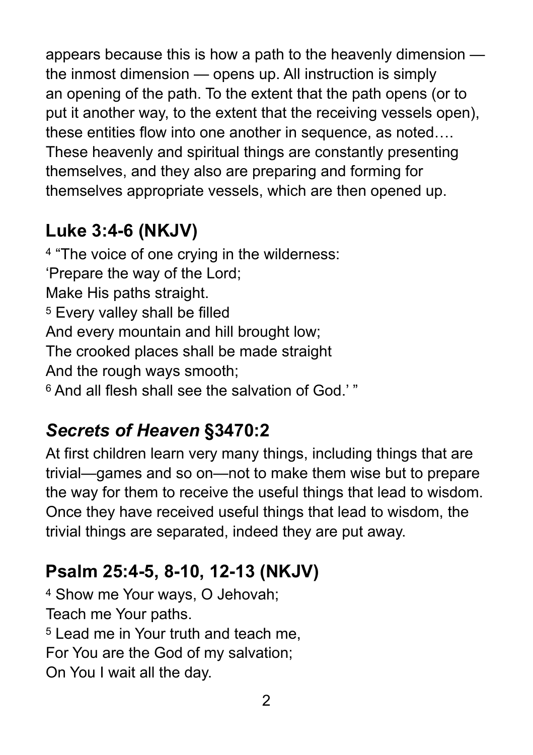appears because this is how a path to the heavenly dimension — the inmost dimension — opens up. All instruction is simply an opening of the path. To the extent that the path opens (or to put it another way, to the extent that the receiving vessels open), these entities flow into one another in sequence, as noted…. These heavenly and spiritual things are constantly presenting themselves, and they also are preparing and forming for themselves appropriate vessels, which are then opened up.

## Luke 3:4-6 (NKJV)

[4] "The voice of one crying in the wilderness:
'Prepare the way of the Lord;
Make His paths straight.
[5] Every valley shall be filled
And every mountain and hill brought low;
The crooked places shall be made straight
And the rough ways smooth;
[6] And all flesh shall see the salvation of God.' "

## *Secrets of Heaven* §3470:2

At first children learn very many things, including things that are trivial—games and so on—not to make them wise but to prepare the way for them to receive the useful things that lead to wisdom. Once they have received useful things that lead to wisdom, the trivial things are separated, indeed they are put away.

## Psalm 25:4-5, 8-10, 12-13 (NKJV)

[4] Show me Your ways, O Jehovah;
Teach me Your paths.
[5] Lead me in Your truth and teach me,
For You are the God of my salvation;
On You I wait all the day.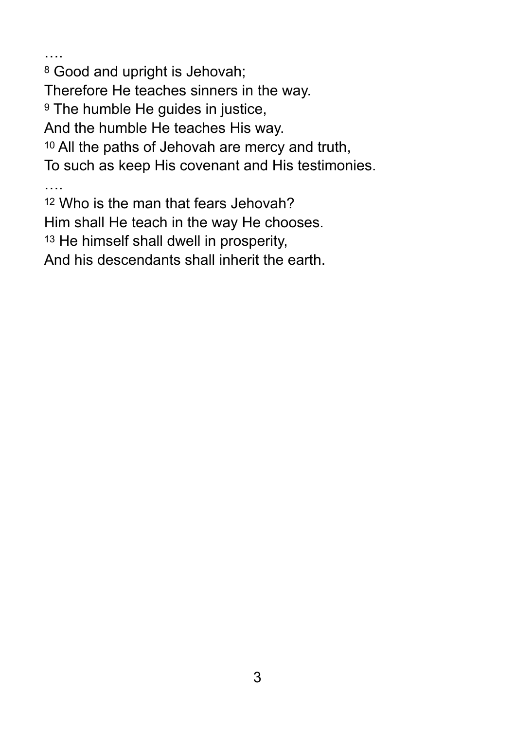….

[8] Good and upright is Jehovah;
Therefore He teaches sinners in the way.
[9] The humble He guides in justice,
And the humble He teaches His way.
[10] All the paths of Jehovah are mercy and truth,
To such as keep His covenant and His testimonies.

….

[12] Who is the man that fears Jehovah?
Him shall He teach in the way He chooses.
[13] He himself shall dwell in prosperity,
And his descendants shall inherit the earth.